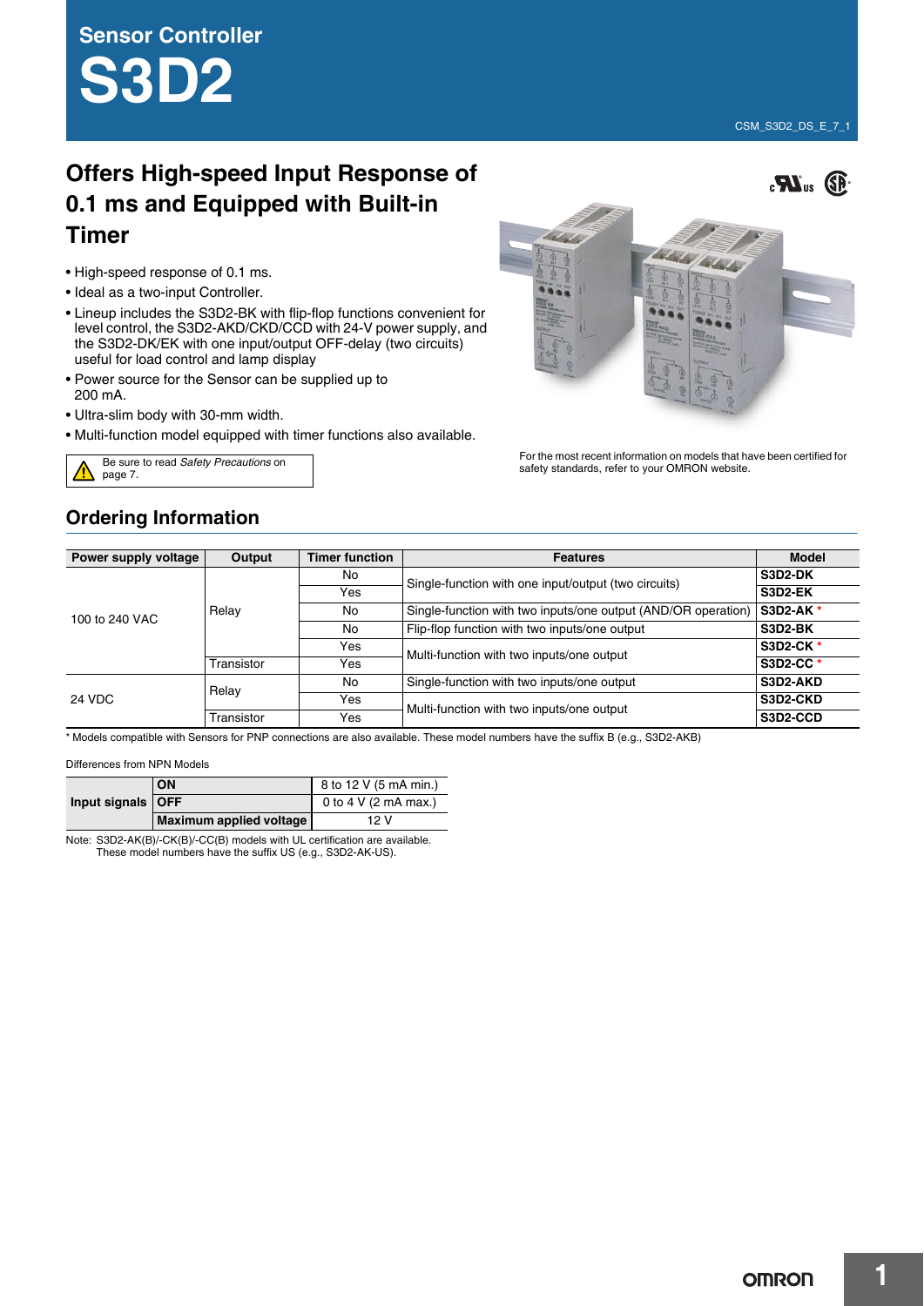# Sensor Controller

# S3D2

CSM_S3D2_DS_E_7_1

## Offers High-speed Input Response of 0.1 ms and Equipped with Built-in Timer

- High-speed response of 0.1 ms.
- Ideal as a two-input Controller.
- Lineup includes the S3D2-BK with flip-flop functions convenient for level control, the S3D2-AKD/CKD/CCD with 24-V power supply, and the S3D2-DK/EK with one input/output OFF-delay (two circuits) useful for load control and lamp display
- Power source for the Sensor can be supplied up to 200 mA.
- Ultra-slim body with 30-mm width.
- Multi-function model equipped with timer functions also available.

Be sure to read *Safety Precautions* on page 7.

For the most recent information on models that have been certified for safety standards, refer to your OMRON website.

## Ordering Information

| Power supply voltage | Output | Timer function | Features | Model |
|---|---|---|---|---|
| 100 to 240 VAC | Relay | No | Single-function with one input/output (two circuits) | **S3D2-DK** |
| | | Yes | | **S3D2-EK** |
| | | No | Single-function with two inputs/one output (AND/OR operation) | **S3D2-AK** * |
| | | No | Flip-flop function with two inputs/one output | **S3D2-BK** |
| | | Yes | Multi-function with two inputs/one output | **S3D2-CK** * |
| | Transistor | Yes | | **S3D2-CC** * |
| 24 VDC | Relay | No | Single-function with two inputs/one output | **S3D2-AKD** |
| | | Yes | Multi-function with two inputs/one output | **S3D2-CKD** |
| | Transistor | Yes | | **S3D2-CCD** |

\* Models compatible with Sensors for PNP connections are also available. These model numbers have the suffix B (e.g., S3D2-AKB)

Differences from NPN Models

| | | |
|---|---|---|
| **Input signals** | **ON** | 8 to 12 V (5 mA min.) |
| | **OFF** | 0 to 4 V (2 mA max.) |
| | **Maximum applied voltage** | 12 V |

Note: S3D2-AK(B)/-CK(B)/-CC(B) models with UL certification are available.
These model numbers have the suffix US (e.g., S3D2-AK-US).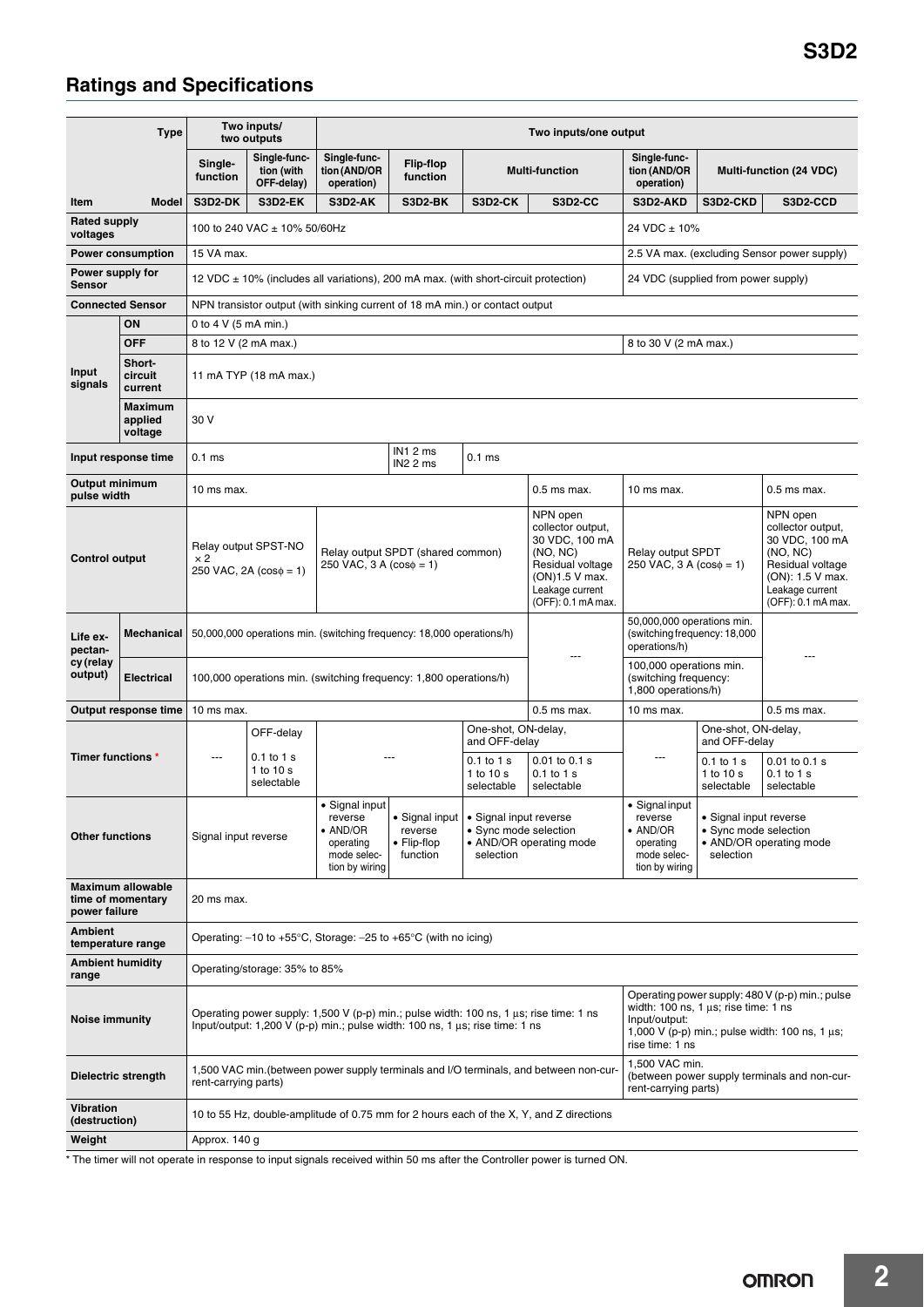## Ratings and Specifications

| Type | | Two inputs/ two outputs | | Two inputs/one output | | | | | | |
|---|---|---|---|---|---|---|---|---|---|---|
| | | Single-function | Single-function (with OFF-delay) | Single-function (AND/OR operation) | Flip-flop function | Multi-function | | Single-function (AND/OR operation) | Multi-function (24 VDC) | |
| Item | Model | S3D2-DK | S3D2-EK | S3D2-AK | S3D2-BK | S3D2-CK | S3D2-CC | S3D2-AKD | S3D2-CKD | S3D2-CCD |
| Rated supply voltages | | 100 to 240 VAC ± 10% 50/60Hz | | | | | | 24 VDC ± 10% | | |
| Power consumption | | 15 VA max. | | | | | | 2.5 VA max. (excluding Sensor power supply) | | |
| Power supply for Sensor | | 12 VDC ± 10% (includes all variations), 200 mA max. (with short-circuit protection) | | | | | | 24 VDC (supplied from power supply) | | |
| Connected Sensor | | NPN transistor output (with sinking current of 18 mA min.) or contact output | | | | | | | | |
| Input signals | ON | 0 to 4 V (5 mA min.) | | | | | | | | |
| | OFF | 8 to 12 V (2 mA max.) | | | | | | 8 to 30 V (2 mA max.) | | |
| | Short-circuit current | 11 mA TYP (18 mA max.) | | | | | | | | |
| | Maximum applied voltage | 30 V | | | | | | | | |
| Input response time | | 0.1 ms | | | IN1 2 ms IN2 2 ms | 0.1 ms | | | | |
| Output minimum pulse width | | 10 ms max. | | | | | 0.5 ms max. | 10 ms max. | | 0.5 ms max. |
| Control output | | Relay output SPST-NO × 2 250 VAC, 2A (cosϕ = 1) | | Relay output SPDT (shared common) 250 VAC, 3 A (cosϕ = 1) | | | NPN open collector output, 30 VDC, 100 mA (NO, NC) Residual voltage (ON)1.5 V max. Leakage current (OFF): 0.1 mA max. | Relay output SPDT 250 VAC, 3 A (cosϕ = 1) | | NPN open collector output, 30 VDC, 100 mA (NO, NC) Residual voltage (ON): 1.5 V max. Leakage current (OFF): 0.1 mA max. |
| Life expectancy (relay output) | Mechanical | 50,000,000 operations min. (switching frequency: 18,000 operations/h) | | | | | --- | 50,000,000 operations min. (switching frequency: 18,000 operations/h) | | --- |
| | Electrical | 100,000 operations min. (switching frequency: 1,800 operations/h) | | | | | | 100,000 operations min. (switching frequency: 1,800 operations/h) | | |
| Output response time | | 10 ms max. | | | | | 0.5 ms max. | 10 ms max. | | 0.5 ms max. |
| Timer functions * | | --- | OFF-delay 0.1 to 1 s 1 to 10 s selectable | --- | | One-shot, ON-delay, and OFF-delay 0.1 to 1 s 1 to 10 s selectable | 0.01 to 0.1 s 0.1 to 1 s selectable | --- | One-shot, ON-delay, and OFF-delay 0.1 to 1 s 1 to 10 s selectable | 0.01 to 0.1 s 0.1 to 1 s selectable |
| Other functions | | Signal input reverse | | • Signal input reverse • AND/OR operating mode selection by wiring | • Signal input reverse • Flip-flop function | • Signal input reverse • Sync mode selection • AND/OR operating mode selection | | • Signal input reverse • AND/OR operating mode selection by wiring | • Signal input reverse • Sync mode selection • AND/OR operating mode selection | |
| Maximum allowable time of momentary power failure | | 20 ms max. | | | | | | | | |
| Ambient temperature range | | Operating: −10 to +55°C, Storage: −25 to +65°C (with no icing) | | | | | | | | |
| Ambient humidity range | | Operating/storage: 35% to 85% | | | | | | | | |
| Noise immunity | | Operating power supply: 1,500 V (p-p) min.; pulse width: 100 ns, 1 µs; rise time: 1 ns Input/output: 1,200 V (p-p) min.; pulse width: 100 ns, 1 µs; rise time: 1 ns | | | | | | Operating power supply: 480 V (p-p) min.; pulse width: 100 ns, 1 µs; rise time: 1 ns Input/output: 1,000 V (p-p) min.; pulse width: 100 ns, 1 µs; rise time: 1 ns | | |
| Dielectric strength | | 1,500 VAC min.(between power supply terminals and I/O terminals, and between non-current-carrying parts) | | | | | | 1,500 VAC min. (between power supply terminals and non-current-carrying parts) | | |
| Vibration (destruction) | | 10 to 55 Hz, double-amplitude of 0.75 mm for 2 hours each of the X, Y, and Z directions | | | | | | | | |
| Weight | | Approx. 140 g | | | | | | | | |

* The timer will not operate in response to input signals received within 50 ms after the Controller power is turned ON.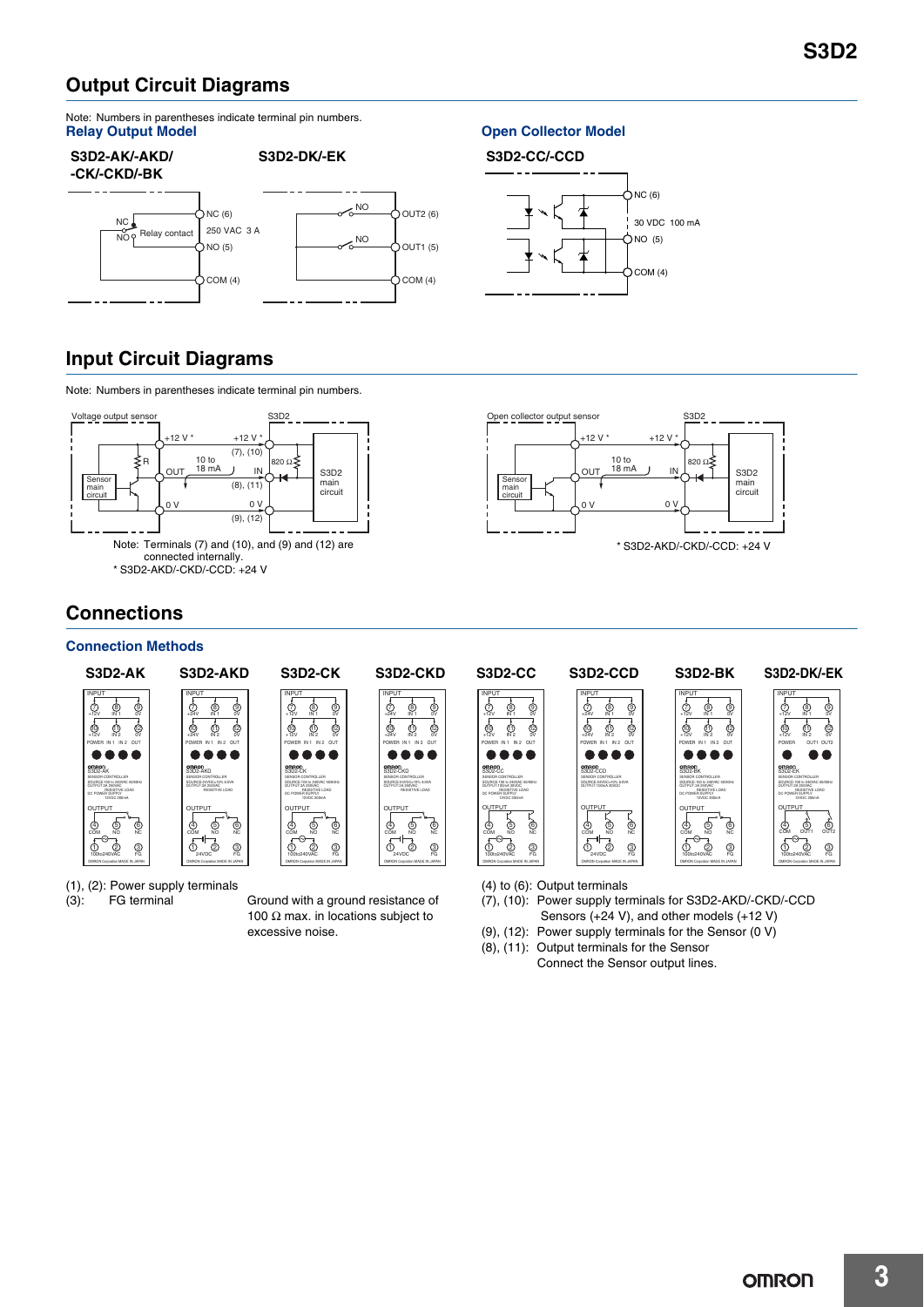## Output Circuit Diagrams

Note: Numbers in parentheses indicate terminal pin numbers.

### Relay Output Model

**S3D2-AK/-AKD/-CK/-CKD/-BK**

NC, NO, Relay contact, NC (6), 250 VAC 3 A, NO (5), COM (4)

**S3D2-DK/-EK**

NO, OUT2 (6), NO, OUT1 (5), COM (4)

### Open Collector Model

**S3D2-CC/-CCD**

NC (6), 30 VDC 100 mA, NO (5), COM (4)

## Input Circuit Diagrams

Note: Numbers in parentheses indicate terminal pin numbers.

Voltage output sensor — S3D2

+12 V *, +12 V *, (7), (10), R, 10 to 18 mA, OUT, IN, 820 Ω, Sensor main circuit, (8), (11), S3D2 main circuit, 0 V, 0 V, (9), (12)

Note: Terminals (7) and (10), and (9) and (12) are connected internally.
* S3D2-AKD/-CKD/-CCD: +24 V

Open collector output sensor — S3D2

+12 V *, +12 V *, 10 to 18 mA, OUT, IN, 820 Ω, Sensor main circuit, S3D2 main circuit, 0 V, 0 V

* S3D2-AKD/-CKD/-CCD: +24 V

## Connections

### Connection Methods

**S3D2-AK** **S3D2-AKD** **S3D2-CK** **S3D2-CKD** **S3D2-CC** **S3D2-CCD** **S3D2-BK** **S3D2-DK/-EK**

(1), (2): Power supply terminals
(3): FG terminal — Ground with a ground resistance of 100 Ω max. in locations subject to excessive noise.

(4) to (6): Output terminals
(7), (10): Power supply terminals for S3D2-AKD/-CKD/-CCD Sensors (+24 V), and other models (+12 V)
(9), (12): Power supply terminals for the Sensor (0 V)
(8), (11): Output terminals for the Sensor
Connect the Sensor output lines.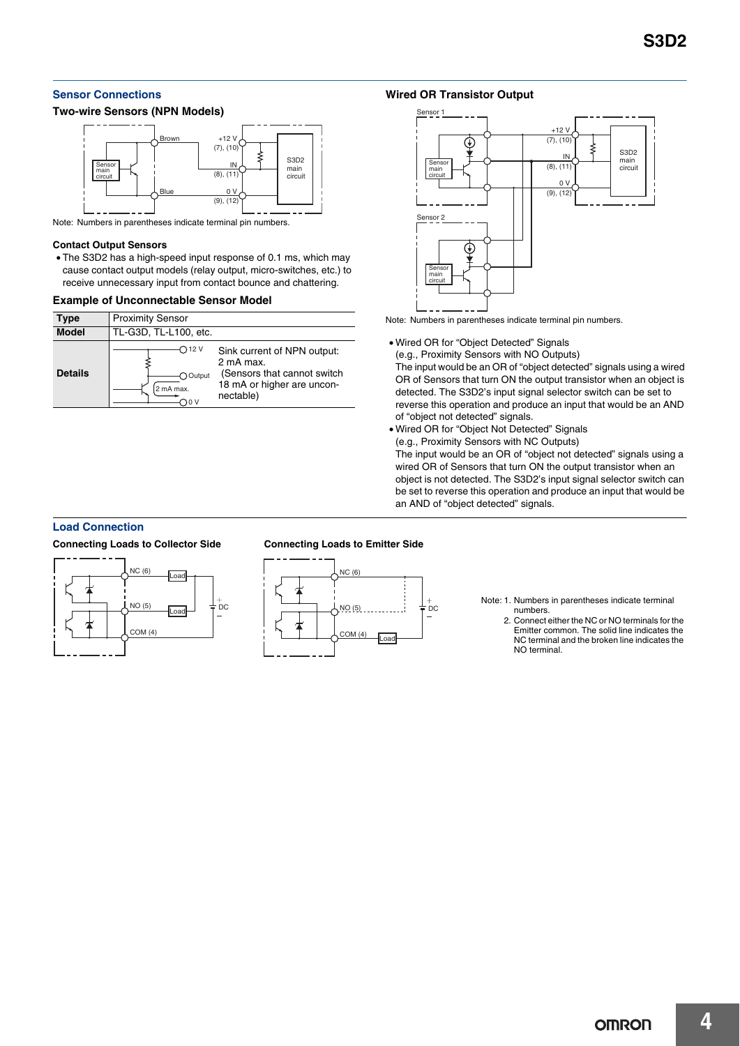## Sensor Connections

### Two-wire Sensors (NPN Models)

Note: Numbers in parentheses indicate terminal pin numbers.

### Contact Output Sensors

- The S3D2 has a high-speed input response of 0.1 ms, which may cause contact output models (relay output, micro-switches, etc.) to receive unnecessary input from contact bounce and chattering.

### Example of Unconnectable Sensor Model

| Type | Proximity Sensor |
|---|---|
| Model | TL-G3D, TL-L100, etc. |
| Details | Sink current of NPN output: 2 mA max. (Sensors that cannot switch 18 mA or higher are unconnectable) |

### Wired OR Transistor Output

Note: Numbers in parentheses indicate terminal pin numbers.

- Wired OR for "Object Detected" Signals
  (e.g., Proximity Sensors with NO Outputs)
  The input would be an OR of "object detected" signals using a wired OR of Sensors that turn ON the output transistor when an object is detected. The S3D2's input signal selector switch can be set to reverse this operation and produce an input that would be an AND of "object not detected" signals.
- Wired OR for "Object Not Detected" Signals
  (e.g., Proximity Sensors with NC Outputs)
  The input would be an OR of "object not detected" signals using a wired OR of Sensors that turn ON the output transistor when an object is not detected. The S3D2's input signal selector switch can be set to reverse this operation and produce an input that would be an AND of "object detected" signals.

## Load Connection

### Connecting Loads to Collector Side

### Connecting Loads to Emitter Side

Note: 1. Numbers in parentheses indicate terminal numbers.
2. Connect either the NC or NO terminals for the Emitter common. The solid line indicates the NC terminal and the broken line indicates the NO terminal.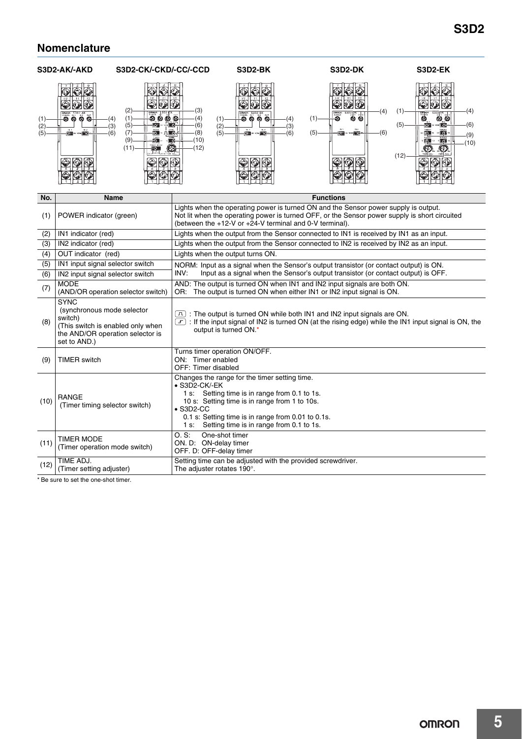## Nomenclature

S3D2-AK/-AKD S3D2-CK/-CKD/-CC/-CCD S3D2-BK S3D2-DK S3D2-EK

| No. | Name | Functions |
|---|---|---|
| (1) | POWER indicator (green) | Lights when the operating power is turned ON and the Sensor power supply is output. Not lit when the operating power is turned OFF, or the Sensor power supply is short circuited (between the +12-V or +24-V terminal and 0-V terminal). |
| (2) | IN1 indicator (red) | Lights when the output from the Sensor connected to IN1 is received by IN1 as an input. |
| (3) | IN2 indicator (red) | Lights when the output from the Sensor connected to IN2 is received by IN2 as an input. |
| (4) | OUT indicator (red) | Lights when the output turns ON. |
| (5) | IN1 input signal selector switch | NORM: Input as a signal when the Sensor's output transistor (or contact output) is ON. INV: Input as a signal when the Sensor's output transistor (or contact output) is OFF. |
| (6) | IN2 input signal selector switch | |
| (7) | MODE (AND/OR operation selector switch) | AND: The output is turned ON when IN1 and IN2 input signals are both ON. OR: The output is turned ON when either IN1 or IN2 input signal is ON. |
| (8) | SYNC (synchronous mode selector switch) (This switch is enabled only when the AND/OR operation selector is set to AND.) | ⎍ : The output is turned ON while both IN1 and IN2 input signals are ON. ⎍ : If the input signal of IN2 is turned ON (at the rising edge) while the IN1 input signal is ON, the output is turned ON.* |
| (9) | TIMER switch | Turns timer operation ON/OFF. ON: Timer enabled OFF: Timer disabled |
| (10) | RANGE (Timer timing selector switch) | Changes the range for the timer setting time. • S3D2-CK/-EK 1 s: Setting time is in range from 0.1 to 1s. 10 s: Setting time is in range from 1 to 10s. • S3D2-CC 0.1 s: Setting time is in range from 0.01 to 0.1s. 1 s: Setting time is in range from 0.1 to 1s. |
| (11) | TIMER MODE (Timer operation mode switch) | O. S: One-shot timer ON. D: ON-delay timer OFF. D: OFF-delay timer |
| (12) | TIME ADJ. (Timer setting adjuster) | Setting time can be adjusted with the provided screwdriver. The adjuster rotates 190°. |

* Be sure to set the one-shot timer.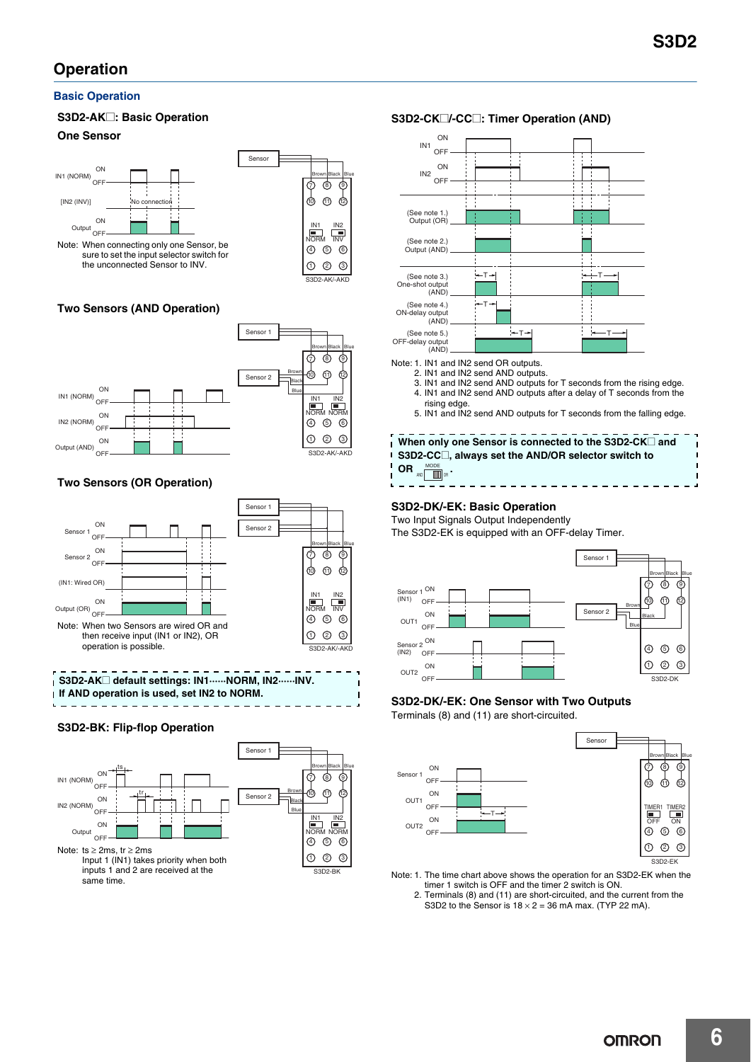## Operation

### Basic Operation

#### S3D2-AK□: Basic Operation

**One Sensor**

Note: When connecting only one Sensor, be sure to set the input selector switch for the unconnected Sensor to INV.

**Two Sensors (AND Operation)**

**Two Sensors (OR Operation)**

Note: When two Sensors are wired OR and then receive input (IN1 or IN2), OR operation is possible.

**S3D2-AK□ default settings: IN1······NORM, IN2······INV. If AND operation is used, set IN2 to NORM.**

#### S3D2-BK: Flip-flop Operation

Note: ts ≥ 2ms, tr ≥ 2ms
Input 1 (IN1) takes priority when both inputs 1 and 2 are received at the same time.

#### S3D2-CK□/-CC□: Timer Operation (AND)

Note: 1. IN1 and IN2 send OR outputs.
2. IN1 and IN2 send AND outputs.
3. IN1 and IN2 send AND outputs for T seconds from the rising edge.
4. IN1 and IN2 send AND outputs after a delay of T seconds from the rising edge.
5. IN1 and IN2 send AND outputs for T seconds from the falling edge.

**When only one Sensor is connected to the S3D2-CK□ and S3D2-CC□, always set the AND/OR selector switch to OR.**

#### S3D2-DK/-EK: Basic Operation

Two Input Signals Output Independently
The S3D2-EK is equipped with an OFF-delay Timer.

#### S3D2-DK/-EK: One Sensor with Two Outputs

Terminals (8) and (11) are short-circuited.

Note: 1. The time chart above shows the operation for an S3D2-EK when the timer 1 switch is OFF and the timer 2 switch is ON.
2. Terminals (8) and (11) are short-circuited, and the current from the S3D2 to the Sensor is 18 × 2 = 36 mA max. (TYP 22 mA).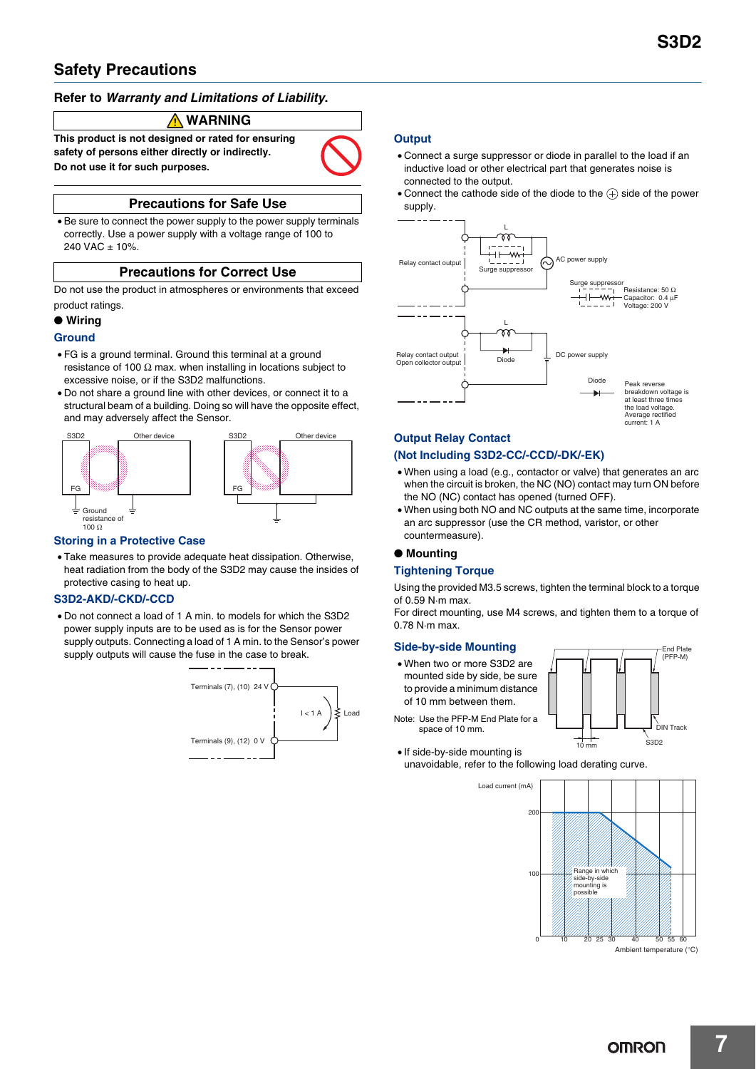## Safety Precautions

### Refer to *Warranty and Limitations of Liability*.

**⚠ WARNING**

**This product is not designed or rated for ensuring safety of persons either directly or indirectly.**
**Do not use it for such purposes.**

### Precautions for Safe Use

- Be sure to connect the power supply to the power supply terminals correctly. Use a power supply with a voltage range of 100 to 240 VAC ± 10%.

### Precautions for Correct Use

Do not use the product in atmospheres or environments that exceed product ratings.

#### ● Wiring

**Ground**

- FG is a ground terminal. Ground this terminal at a ground resistance of 100 Ω max. when installing in locations subject to excessive noise, or if the S3D2 malfunctions.
- Do not share a ground line with other devices, or connect it to a structural beam of a building. Doing so will have the opposite effect, and may adversely affect the Sensor.

S3D2 | Other device | FG | Ground resistance of 100 Ω

**Storing in a Protective Case**

- Take measures to provide adequate heat dissipation. Otherwise, heat radiation from the body of the S3D2 may cause the insides of protective casing to heat up.

**S3D2-AKD/-CKD/-CCD**

- Do not connect a load of 1 A min. to models for which the S3D2 power supply inputs are to be used as is for the Sensor power supply outputs. Connecting a load of 1 A min. to the Sensor's power supply outputs will cause the fuse in the case to break.

Terminals (7), (10) 24 V | I < 1 A | Load | Terminals (9), (12) 0 V

**Output**

- Connect a surge suppressor or diode in parallel to the load if an inductive load or other electrical part that generates noise is connected to the output.
- Connect the cathode side of the diode to the ⊕ side of the power supply.

Relay contact output | L | Surge suppressor | AC power supply
Surge suppressor: Resistance: 50 Ω, Capacitor: 0.4 µF, Voltage: 200 V

Relay contact output / Open collector output | L | Diode | DC power supply
Diode: Peak reverse breakdown voltage is at least three times the load voltage. Average rectified current: 1 A

**Output Relay Contact (Not Including S3D2-CC/-CCD/-DK/-EK)**

- When using a load (e.g., contactor or valve) that generates an arc when the circuit is broken, the NC (NO) contact may turn ON before the NO (NC) contact has opened (turned OFF).
- When using both NO and NC outputs at the same time, incorporate an arc suppressor (use the CR method, varistor, or other countermeasure).

#### ● Mounting

**Tightening Torque**

Using the provided M3.5 screws, tighten the terminal block to a torque of 0.59 N·m max.
For direct mounting, use M4 screws, and tighten them to a torque of 0.78 N·m max.

**Side-by-side Mounting**

- When two or more S3D2 are mounted side by side, be sure to provide a minimum distance of 10 mm between them.

Note: Use the PFP-M End Plate for a space of 10 mm.

End Plate (PFP-M) | DIN Track | S3D2 | 10 mm

- If side-by-side mounting is unavoidable, refer to the following load derating curve.

Load current (mA): 0, 100, 200
Ambient temperature (°C): 0, 10, 20, 25, 30, 40, 50, 55, 60
Range in which side-by-side mounting is possible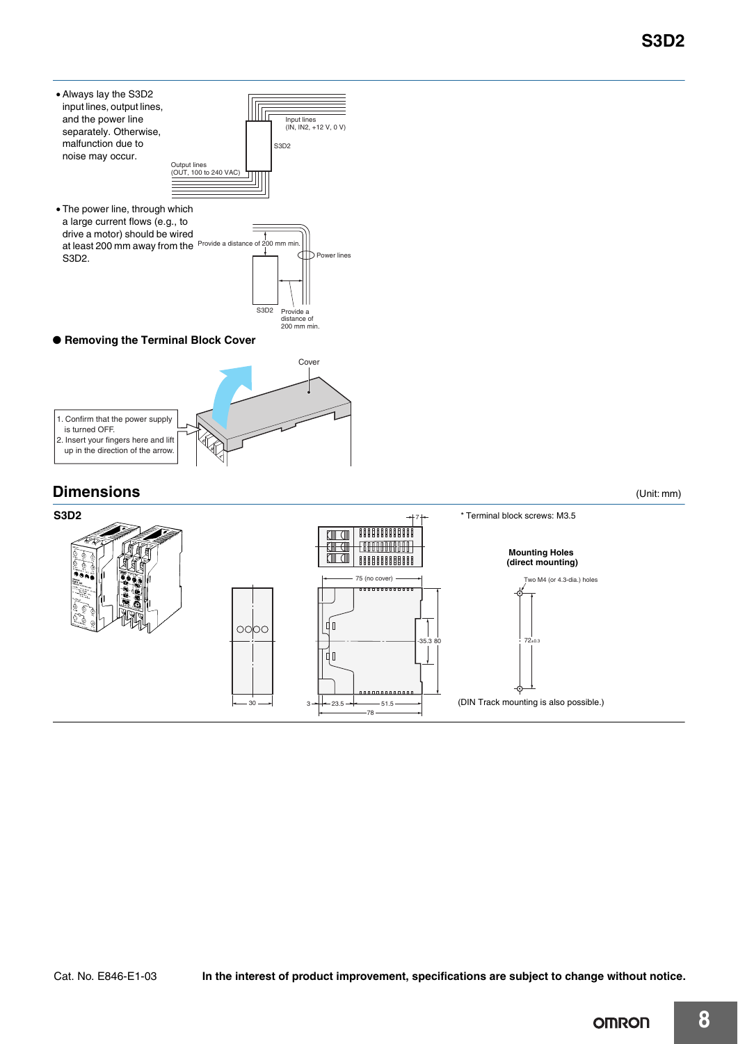- Always lay the S3D2 input lines, output lines, and the power line separately. Otherwise, malfunction due to noise may occur.

Input lines (IN, IN2, +12 V, 0 V)

S3D2

Output lines (OUT, 100 to 240 VAC)

- The power line, through which a large current flows (e.g., to drive a motor) should be wired at least 200 mm away from the S3D2.

Provide a distance of 200 mm min.

Power lines

S3D2 Provide a distance of 200 mm min.

## ● Removing the Terminal Block Cover

Cover

1. Confirm that the power supply is turned OFF.
2. Insert your fingers here and lift up in the direction of the arrow.

## Dimensions

(Unit: mm)

**S3D2**

* Terminal block screws: M3.5

75 (no cover), 7, 35.3, 80, 30, 3, 23.5, 51.5, 78

**Mounting Holes (direct mounting)**

Two M4 (or 4.3-dia.) holes

$72_{\pm 0.3}$

(DIN Track mounting is also possible.)

Cat. No. E846-E1-03 **In the interest of product improvement, specifications are subject to change without notice.**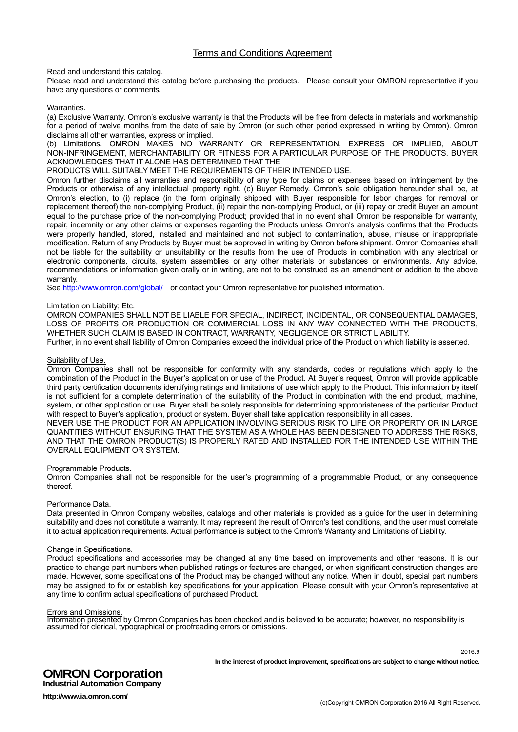## Terms and Conditions Agreement

Read and understand this catalog.

Please read and understand this catalog before purchasing the products. Please consult your OMRON representative if you have any questions or comments.

Warranties.

(a) Exclusive Warranty. Omron's exclusive warranty is that the Products will be free from defects in materials and workmanship for a period of twelve months from the date of sale by Omron (or such other period expressed in writing by Omron). Omron disclaims all other warranties, express or implied.

(b) Limitations. OMRON MAKES NO WARRANTY OR REPRESENTATION, EXPRESS OR IMPLIED, ABOUT NON-INFRINGEMENT, MERCHANTABILITY OR FITNESS FOR A PARTICULAR PURPOSE OF THE PRODUCTS. BUYER ACKNOWLEDGES THAT IT ALONE HAS DETERMINED THAT THE PRODUCTS WILL SUITABLY MEET THE REQUIREMENTS OF THEIR INTENDED USE.

Omron further disclaims all warranties and responsibility of any type for claims or expenses based on infringement by the Products or otherwise of any intellectual property right. (c) Buyer Remedy. Omron's sole obligation hereunder shall be, at Omron's election, to (i) replace (in the form originally shipped with Buyer responsible for labor charges for removal or replacement thereof) the non-complying Product, (ii) repair the non-complying Product, or (iii) repay or credit Buyer an amount equal to the purchase price of the non-complying Product; provided that in no event shall Omron be responsible for warranty, repair, indemnity or any other claims or expenses regarding the Products unless Omron's analysis confirms that the Products were properly handled, stored, installed and maintained and not subject to contamination, abuse, misuse or inappropriate modification. Return of any Products by Buyer must be approved in writing by Omron before shipment. Omron Companies shall not be liable for the suitability or unsuitability or the results from the use of Products in combination with any electrical or electronic components, circuits, system assemblies or any other materials or substances or environments. Any advice, recommendations or information given orally or in writing, are not to be construed as an amendment or addition to the above warranty.

See http://www.omron.com/global/ or contact your Omron representative for published information.

Limitation on Liability; Etc.

OMRON COMPANIES SHALL NOT BE LIABLE FOR SPECIAL, INDIRECT, INCIDENTAL, OR CONSEQUENTIAL DAMAGES, LOSS OF PROFITS OR PRODUCTION OR COMMERCIAL LOSS IN ANY WAY CONNECTED WITH THE PRODUCTS, WHETHER SUCH CLAIM IS BASED IN CONTRACT, WARRANTY, NEGLIGENCE OR STRICT LIABILITY.

Further, in no event shall liability of Omron Companies exceed the individual price of the Product on which liability is asserted.

Suitability of Use.

Omron Companies shall not be responsible for conformity with any standards, codes or regulations which apply to the combination of the Product in the Buyer's application or use of the Product. At Buyer's request, Omron will provide applicable third party certification documents identifying ratings and limitations of use which apply to the Product. This information by itself is not sufficient for a complete determination of the suitability of the Product in combination with the end product, machine, system, or other application or use. Buyer shall be solely responsible for determining appropriateness of the particular Product with respect to Buyer's application, product or system. Buyer shall take application responsibility in all cases.

NEVER USE THE PRODUCT FOR AN APPLICATION INVOLVING SERIOUS RISK TO LIFE OR PROPERTY OR IN LARGE QUANTITIES WITHOUT ENSURING THAT THE SYSTEM AS A WHOLE HAS BEEN DESIGNED TO ADDRESS THE RISKS, AND THAT THE OMRON PRODUCT(S) IS PROPERLY RATED AND INSTALLED FOR THE INTENDED USE WITHIN THE OVERALL EQUIPMENT OR SYSTEM.

Programmable Products.

Omron Companies shall not be responsible for the user's programming of a programmable Product, or any consequence thereof.

Performance Data.

Data presented in Omron Company websites, catalogs and other materials is provided as a guide for the user in determining suitability and does not constitute a warranty. It may represent the result of Omron's test conditions, and the user must correlate it to actual application requirements. Actual performance is subject to the Omron's Warranty and Limitations of Liability.

Change in Specifications.

Product specifications and accessories may be changed at any time based on improvements and other reasons. It is our practice to change part numbers when published ratings or features are changed, or when significant construction changes are made. However, some specifications of the Product may be changed without any notice. When in doubt, special part numbers may be assigned to fix or establish key specifications for your application. Please consult with your Omron's representative at any time to confirm actual specifications of purchased Product.

Errors and Omissions.

Information presented by Omron Companies has been checked and is believed to be accurate; however, no responsibility is assumed for clerical, typographical or proofreading errors or omissions.

2016.9

**In the interest of product improvement, specifications are subject to change without notice.**

**OMRON Corporation**
**Industrial Automation Company**

**http://www.ia.omron.com/**

(c)Copyright OMRON Corporation 2016 All Right Reserved.